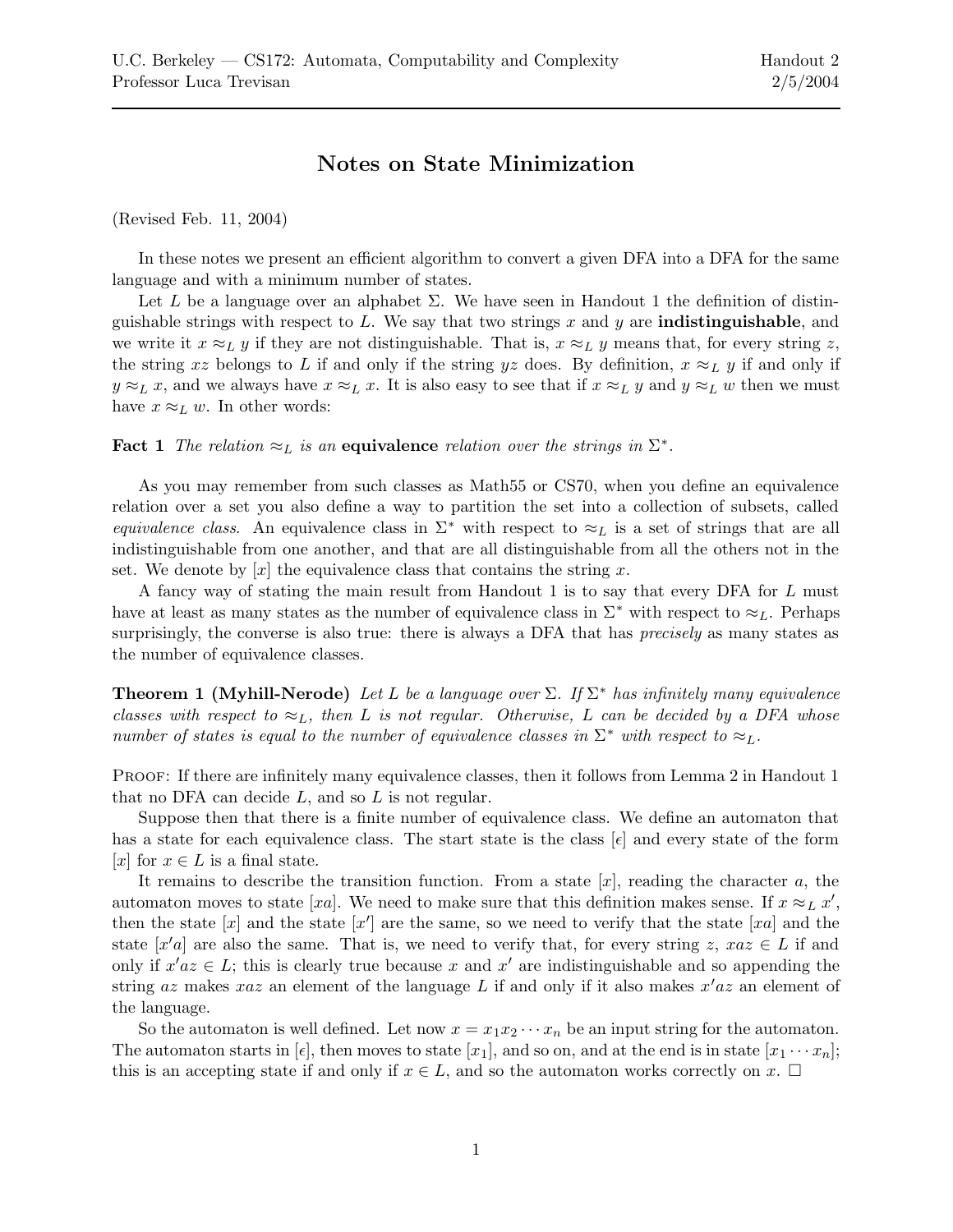U.C. Berkeley — CS172: Automata, Computability and Complexity
Professor Luca Trevisan

Handout 2
2/5/2004

# Notes on State Minimization

(Revised Feb. 11, 2004)

In these notes we present an efficient algorithm to convert a given DFA into a DFA for the same language and with a minimum number of states.

Let $L$ be a language over an alphabet $\Sigma$. We have seen in Handout 1 the definition of distinguishable strings with respect to $L$. We say that two strings $x$ and $y$ are **indistinguishable**, and we write it $x \approx_L y$ if they are not distinguishable. That is, $x \approx_L y$ means that, for every string $z$, the string $xz$ belongs to $L$ if and only if the string $yz$ does. By definition, $x \approx_L y$ if and only if $y \approx_L x$, and we always have $x \approx_L x$. It is also easy to see that if $x \approx_L y$ and $y \approx_L w$ then we must have $x \approx_L w$. In other words:

**Fact 1** *The relation $\approx_L$ is an* **equivalence** *relation over the strings in $\Sigma^*$.*

As you may remember from such classes as Math55 or CS70, when you define an equivalence relation over a set you also define a way to partition the set into a collection of subsets, called *equivalence class*. An equivalence class in $\Sigma^*$ with respect to $\approx_L$ is a set of strings that are all indistinguishable from one another, and that are all distinguishable from all the others not in the set. We denote by $[x]$ the equivalence class that contains the string $x$.

A fancy way of stating the main result from Handout 1 is to say that every DFA for $L$ must have at least as many states as the number of equivalence class in $\Sigma^*$ with respect to $\approx_L$. Perhaps surprisingly, the converse is also true: there is always a DFA that has *precisely* as many states as the number of equivalence classes.

**Theorem 1 (Myhill-Nerode)** *Let $L$ be a language over $\Sigma$. If $\Sigma^*$ has infinitely many equivalence classes with respect to $\approx_L$, then $L$ is not regular. Otherwise, $L$ can be decided by a DFA whose number of states is equal to the number of equivalence classes in $\Sigma^*$ with respect to $\approx_L$.*

PROOF: If there are infinitely many equivalence classes, then it follows from Lemma 2 in Handout 1 that no DFA can decide $L$, and so $L$ is not regular.

Suppose then that there is a finite number of equivalence class. We define an automaton that has a state for each equivalence class. The start state is the class $[\epsilon]$ and every state of the form $[x]$ for $x \in L$ is a final state.

It remains to describe the transition function. From a state $[x]$, reading the character $a$, the automaton moves to state $[xa]$. We need to make sure that this definition makes sense. If $x \approx_L x'$, then the state $[x]$ and the state $[x']$ are the same, so we need to verify that the state $[xa]$ and the state $[x'a]$ are also the same. That is, we need to verify that, for every string $z$, $xaz \in L$ if and only if $x'az \in L$; this is clearly true because $x$ and $x'$ are indistinguishable and so appending the string $az$ makes $xaz$ an element of the language $L$ if and only if it also makes $x'az$ an element of the language.

So the automaton is well defined. Let now $x = x_1 x_2 \cdots x_n$ be an input string for the automaton. The automaton starts in $[\epsilon]$, then moves to state $[x_1]$, and so on, and at the end is in state $[x_1 \cdots x_n]$; this is an accepting state if and only if $x \in L$, and so the automaton works correctly on $x$. $\square$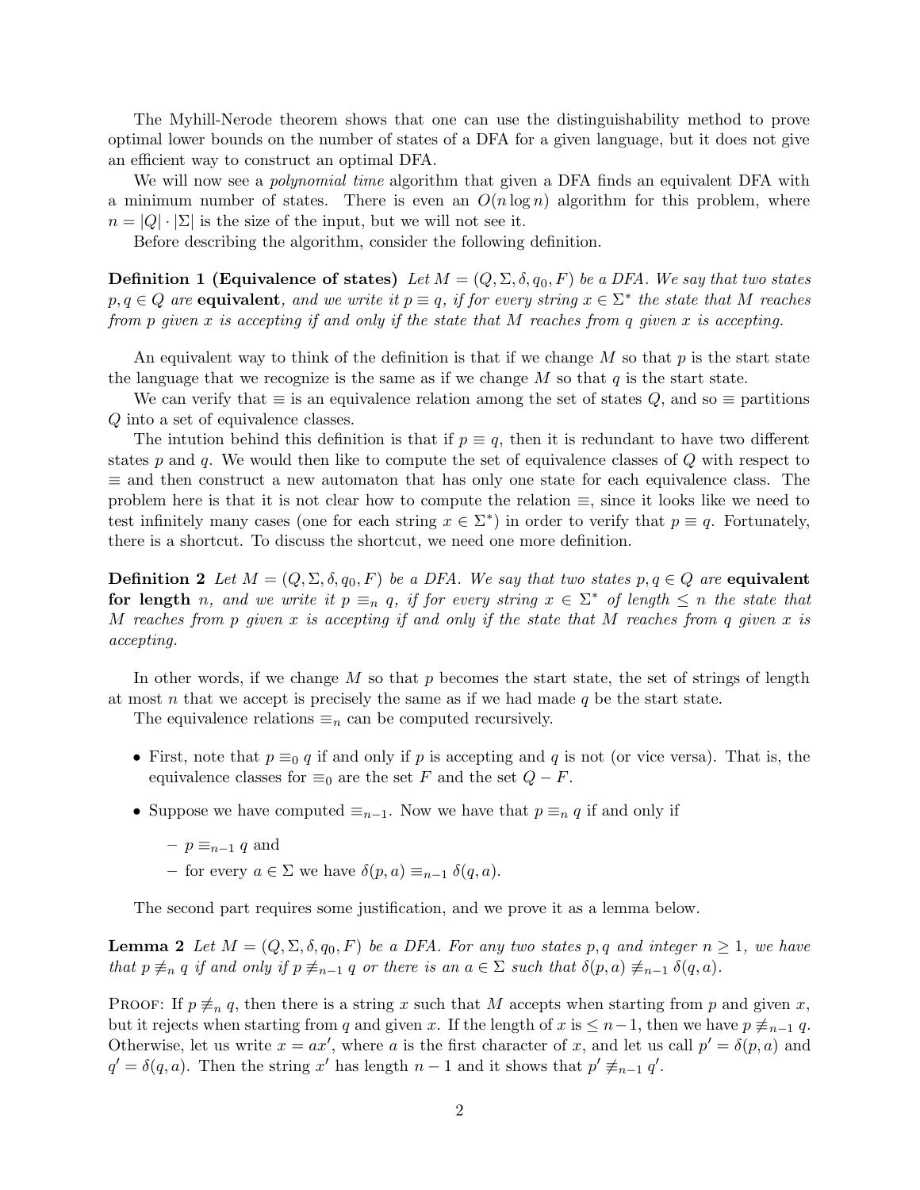The Myhill-Nerode theorem shows that one can use the distinguishability method to prove optimal lower bounds on the number of states of a DFA for a given language, but it does not give an efficient way to construct an optimal DFA.

We will now see a *polynomial time* algorithm that given a DFA finds an equivalent DFA with a minimum number of states. There is even an $O(n \log n)$ algorithm for this problem, where $n = |Q| \cdot |\Sigma|$ is the size of the input, but we will not see it.

Before describing the algorithm, consider the following definition.

**Definition 1 (Equivalence of states)** *Let $M = (Q, \Sigma, \delta, q_0, F)$ be a DFA. We say that two states $p, q \in Q$ are* **equivalent***, and we write it $p \equiv q$, if for every string $x \in \Sigma^*$ the state that $M$ reaches from $p$ given $x$ is accepting if and only if the state that $M$ reaches from $q$ given $x$ is accepting.*

An equivalent way to think of the definition is that if we change $M$ so that $p$ is the start state the language that we recognize is the same as if we change $M$ so that $q$ is the start state.

We can verify that $\equiv$ is an equivalence relation among the set of states $Q$, and so $\equiv$ partitions $Q$ into a set of equivalence classes.

The intution behind this definition is that if $p \equiv q$, then it is redundant to have two different states $p$ and $q$. We would then like to compute the set of equivalence classes of $Q$ with respect to $\equiv$ and then construct a new automaton that has only one state for each equivalence class. The problem here is that it is not clear how to compute the relation $\equiv$, since it looks like we need to test infinitely many cases (one for each string $x \in \Sigma^*$) in order to verify that $p \equiv q$. Fortunately, there is a shortcut. To discuss the shortcut, we need one more definition.

**Definition 2** *Let $M = (Q, \Sigma, \delta, q_0, F)$ be a DFA. We say that two states $p, q \in Q$ are* **equivalent for length** *$n$, and we write it $p \equiv_n q$, if for every string $x \in \Sigma^*$ of length $\leq n$ the state that $M$ reaches from $p$ given $x$ is accepting if and only if the state that $M$ reaches from $q$ given $x$ is accepting.*

In other words, if we change $M$ so that $p$ becomes the start state, the set of strings of length at most $n$ that we accept is precisely the same as if we had made $q$ be the start state.

The equivalence relations $\equiv_n$ can be computed recursively.

- First, note that $p \equiv_0 q$ if and only if $p$ is accepting and $q$ is not (or vice versa). That is, the equivalence classes for $\equiv_0$ are the set $F$ and the set $Q - F$.
- Suppose we have computed $\equiv_{n-1}$. Now we have that $p \equiv_n q$ if and only if
  - $p \equiv_{n-1} q$ and
  - for every $a \in \Sigma$ we have $\delta(p, a) \equiv_{n-1} \delta(q, a)$.

The second part requires some justification, and we prove it as a lemma below.

**Lemma 2** *Let $M = (Q, \Sigma, \delta, q_0, F)$ be a DFA. For any two states $p, q$ and integer $n \geq 1$, we have that $p \not\equiv_n q$ if and only if $p \not\equiv_{n-1} q$ or there is an $a \in \Sigma$ such that $\delta(p, a) \not\equiv_{n-1} \delta(q, a)$.*

Proof: If $p \not\equiv_n q$, then there is a string $x$ such that $M$ accepts when starting from $p$ and given $x$, but it rejects when starting from $q$ and given $x$. If the length of $x$ is $\leq n-1$, then we have $p \not\equiv_{n-1} q$. Otherwise, let us write $x = ax'$, where $a$ is the first character of $x$, and let us call $p' = \delta(p, a)$ and $q' = \delta(q, a)$. Then the string $x'$ has length $n - 1$ and it shows that $p' \not\equiv_{n-1} q'$.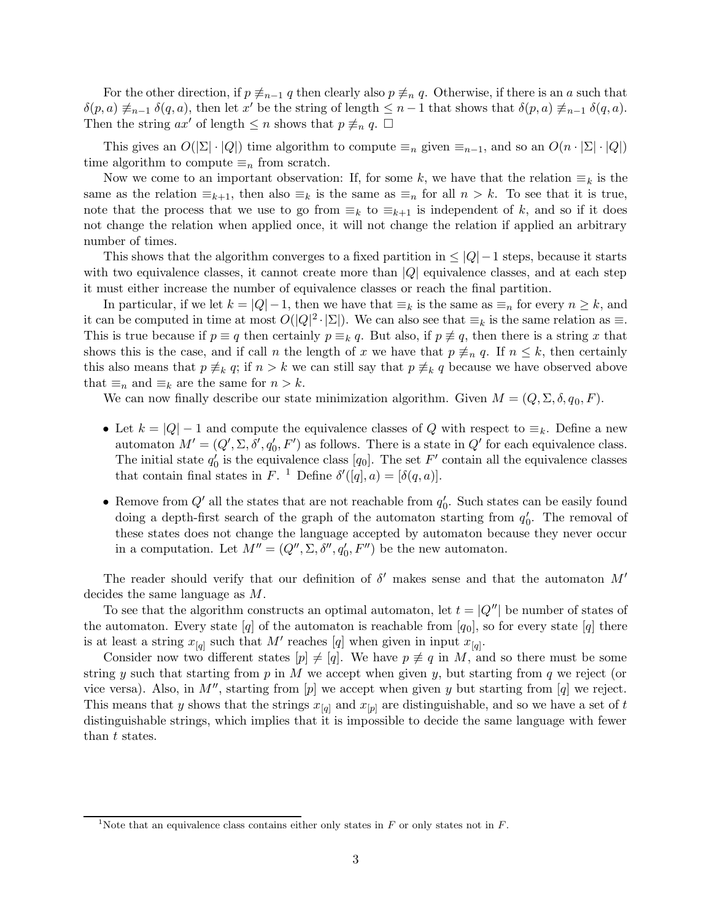For the other direction, if $p \not\equiv_{n-1} q$ then clearly also $p \not\equiv_n q$. Otherwise, if there is an $a$ such that $\delta(p,a) \not\equiv_{n-1} \delta(q,a)$, then let $x'$ be the string of length $\leq n-1$ that shows that $\delta(p,a) \not\equiv_{n-1} \delta(q,a)$. Then the string $ax'$ of length $\leq n$ shows that $p \not\equiv_n q$. $\Box$

This gives an $O(|\Sigma| \cdot |Q|)$ time algorithm to compute $\equiv_n$ given $\equiv_{n-1}$, and so an $O(n \cdot |\Sigma| \cdot |Q|)$ time algorithm to compute $\equiv_n$ from scratch.

Now we come to an important observation: If, for some $k$, we have that the relation $\equiv_k$ is the same as the relation $\equiv_{k+1}$, then also $\equiv_k$ is the same as $\equiv_n$ for all $n > k$. To see that it is true, note that the process that we use to go from $\equiv_k$ to $\equiv_{k+1}$ is independent of $k$, and so if it does not change the relation when applied once, it will not change the relation if applied an arbitrary number of times.

This shows that the algorithm converges to a fixed partition in $\leq |Q| - 1$ steps, because it starts with two equivalence classes, it cannot create more than $|Q|$ equivalence classes, and at each step it must either increase the number of equivalence classes or reach the final partition.

In particular, if we let $k = |Q| - 1$, then we have that $\equiv_k$ is the same as $\equiv_n$ for every $n \geq k$, and it can be computed in time at most $O(|Q|^2 \cdot |\Sigma|)$. We can also see that $\equiv_k$ is the same relation as $\equiv$. This is true because if $p \equiv q$ then certainly $p \equiv_k q$. But also, if $p \not\equiv q$, then there is a string $x$ that shows this is the case, and if call $n$ the length of $x$ we have that $p \not\equiv_n q$. If $n \leq k$, then certainly this also means that $p \not\equiv_k q$; if $n > k$ we can still say that $p \not\equiv_k q$ because we have observed above that $\equiv_n$ and $\equiv_k$ are the same for $n > k$.

We can now finally describe our state minimization algorithm. Given $M = (Q, \Sigma, \delta, q_0, F)$.

- Let $k = |Q| - 1$ and compute the equivalence classes of $Q$ with respect to $\equiv_k$. Define a new automaton $M' = (Q', \Sigma, \delta', q_0', F')$ as follows. There is a state in $Q'$ for each equivalence class. The initial state $q_0'$ is the equivalence class $[q_0]$. The set $F'$ contain all the equivalence classes that contain final states in $F$. [1] Define $\delta'([q], a) = [\delta(q, a)]$.

- Remove from $Q'$ all the states that are not reachable from $q_0'$. Such states can be easily found doing a depth-first search of the graph of the automaton starting from $q_0'$. The removal of these states does not change the language accepted by automaton because they never occur in a computation. Let $M'' = (Q'', \Sigma, \delta'', q_0', F'')$ be the new automaton.

The reader should verify that our definition of $\delta'$ makes sense and that the automaton $M'$ decides the same language as $M$.

To see that the algorithm constructs an optimal automaton, let $t = |Q''|$ be number of states of the automaton. Every state $[q]$ of the automaton is reachable from $[q_0]$, so for every state $[q]$ there is at least a string $x_{[q]}$ such that $M'$ reaches $[q]$ when given in input $x_{[q]}$.

Consider now two different states $[p] \neq [q]$. We have $p \not\equiv q$ in $M$, and so there must be some string $y$ such that starting from $p$ in $M$ we accept when given $y$, but starting from $q$ we reject (or vice versa). Also, in $M''$, starting from $[p]$ we accept when given $y$ but starting from $[q]$ we reject. This means that $y$ shows that the strings $x_{[q]}$ and $x_{[p]}$ are distinguishable, and so we have a set of $t$ distinguishable strings, which implies that it is impossible to decide the same language with fewer than $t$ states.

---

[1] Note that an equivalence class contains either only states in $F$ or only states not in $F$.